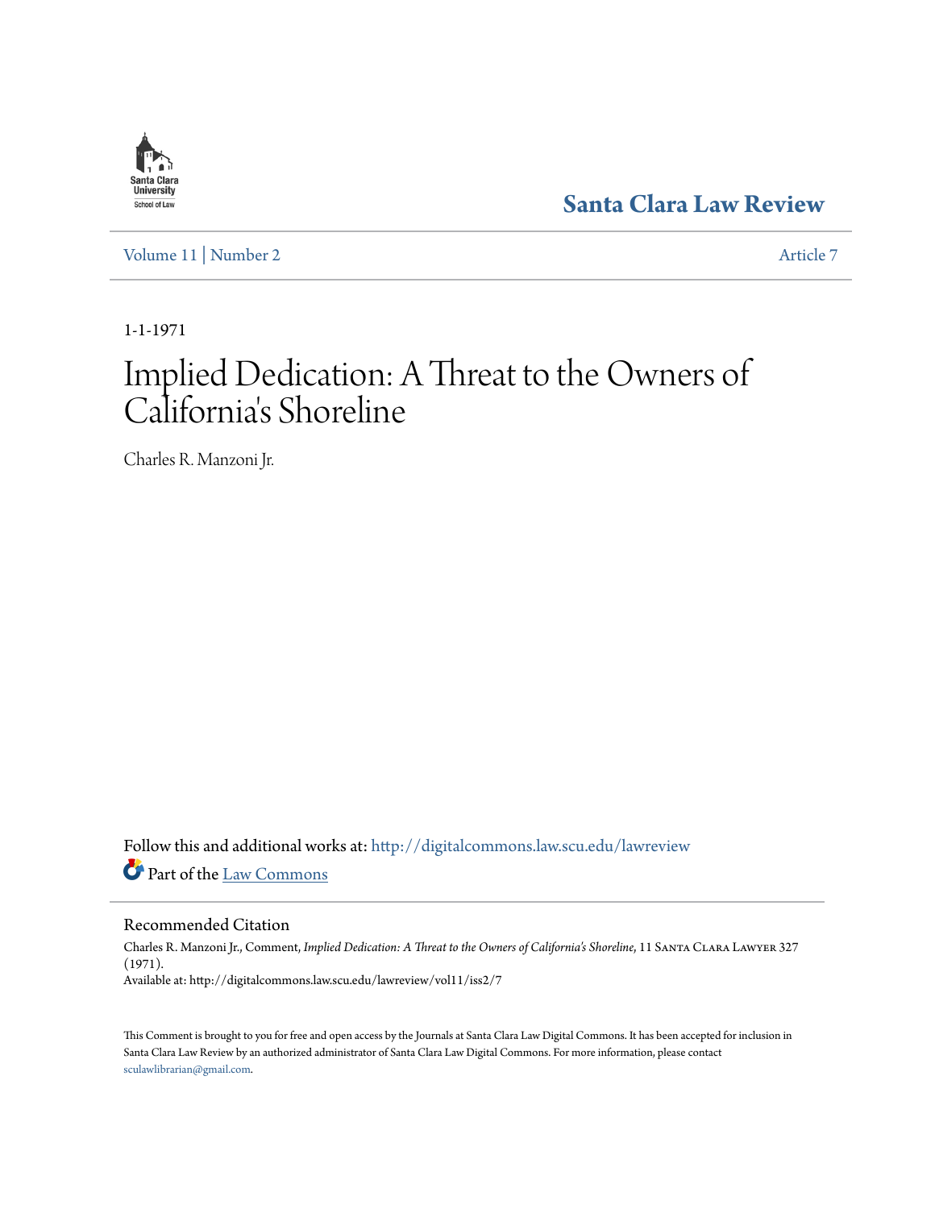Santa Clara University School of Law

# Santa Clara Law Review

Volume 11 | Number 2 Article 7

1-1-1971

# Implied Dedication: A Threat to the Owners of California's Shoreline

Charles R. Manzoni Jr.

Follow this and additional works at: http://digitalcommons.law.scu.edu/lawreview

Part of the Law Commons

## Recommended Citation

Charles R. Manzoni Jr., Comment, *Implied Dedication: A Threat to the Owners of California's Shoreline*, 11 Santa Clara Lawyer 327 (1971).

Available at: http://digitalcommons.law.scu.edu/lawreview/vol11/iss2/7

This Comment is brought to you for free and open access by the Journals at Santa Clara Law Digital Commons. It has been accepted for inclusion in Santa Clara Law Review by an authorized administrator of Santa Clara Law Digital Commons. For more information, please contact sculawlibrarian@gmail.com.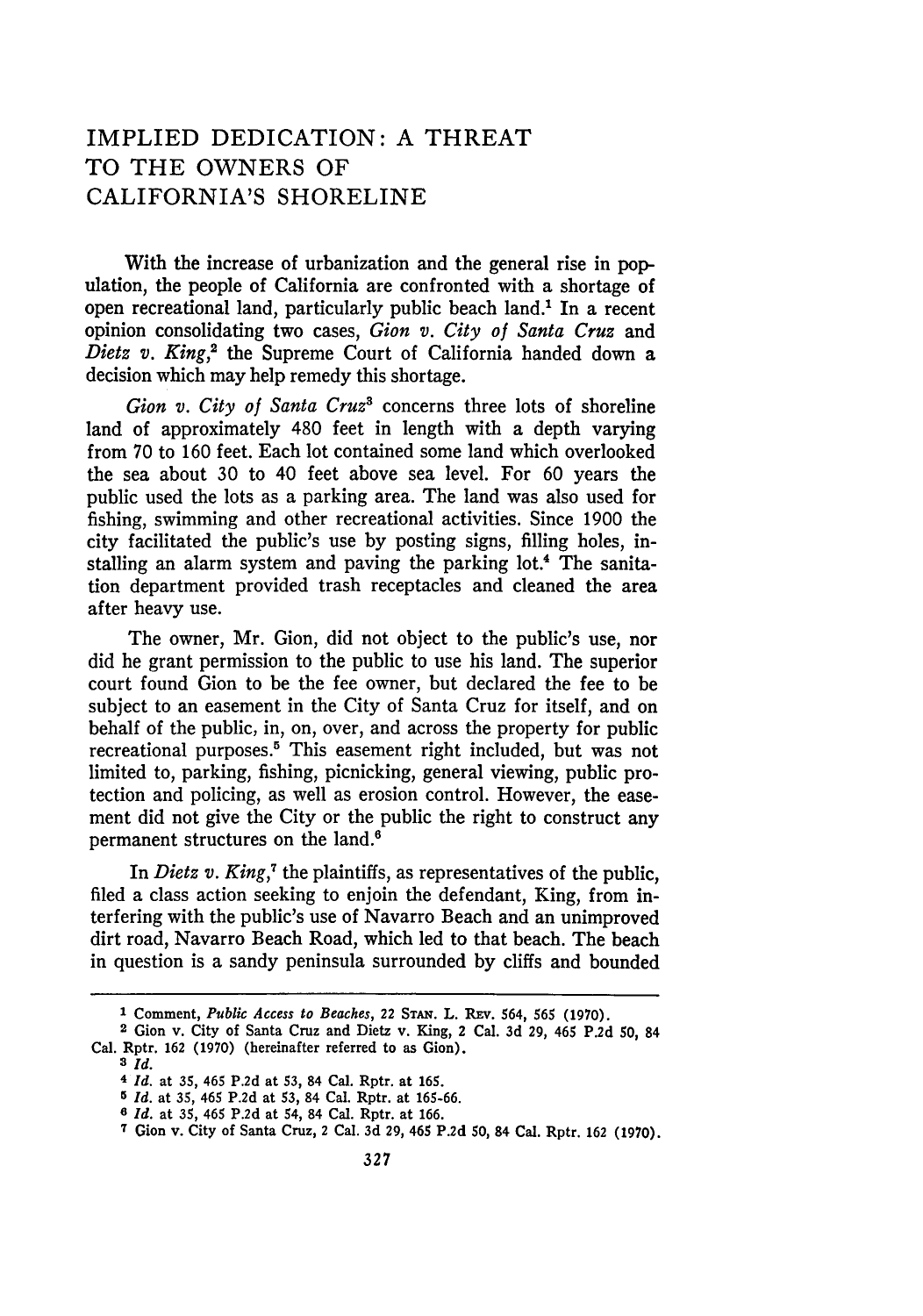# IMPLIED DEDICATION: A THREAT TO THE OWNERS OF CALIFORNIA'S SHORELINE

With the increase of urbanization and the general rise in population, the people of California are confronted with a shortage of open recreational land, particularly public beach land.[1] In a recent opinion consolidating two cases, *Gion v. City of Santa Cruz* and *Dietz v. King*,[2] the Supreme Court of California handed down a decision which may help remedy this shortage.

*Gion v. City of Santa Cruz*[3] concerns three lots of shoreline land of approximately 480 feet in length with a depth varying from 70 to 160 feet. Each lot contained some land which overlooked the sea about 30 to 40 feet above sea level. For 60 years the public used the lots as a parking area. The land was also used for fishing, swimming and other recreational activities. Since 1900 the city facilitated the public's use by posting signs, filling holes, installing an alarm system and paving the parking lot.[4] The sanitation department provided trash receptacles and cleaned the area after heavy use.

The owner, Mr. Gion, did not object to the public's use, nor did he grant permission to the public to use his land. The superior court found Gion to be the fee owner, but declared the fee to be subject to an easement in the City of Santa Cruz for itself, and on behalf of the public, in, on, over, and across the property for public recreational purposes.[5] This easement right included, but was not limited to, parking, fishing, picnicking, general viewing, public protection and policing, as well as erosion control. However, the easement did not give the City or the public the right to construct any permanent structures on the land.[6]

In *Dietz v. King*,[7] the plaintiffs, as representatives of the public, filed a class action seeking to enjoin the defendant, King, from interfering with the public's use of Navarro Beach and an unimproved dirt road, Navarro Beach Road, which led to that beach. The beach in question is a sandy peninsula surrounded by cliffs and bounded

---

1 Comment, *Public Access to Beaches*, 22 STAN. L. REV. 564, 565 (1970).

2 Gion v. City of Santa Cruz and Dietz v. King, 2 Cal. 3d 29, 465 P.2d 50, 84 Cal. Rptr. 162 (1970) (hereinafter referred to as Gion).

3 *Id.*

4 *Id.* at 35, 465 P.2d at 53, 84 Cal. Rptr. at 165.

5 *Id.* at 35, 465 P.2d at 53, 84 Cal. Rptr. at 165-66.

6 *Id.* at 35, 465 P.2d at 54, 84 Cal. Rptr. at 166.

7 Gion v. City of Santa Cruz, 2 Cal. 3d 29, 465 P.2d 50, 84 Cal. Rptr. 162 (1970).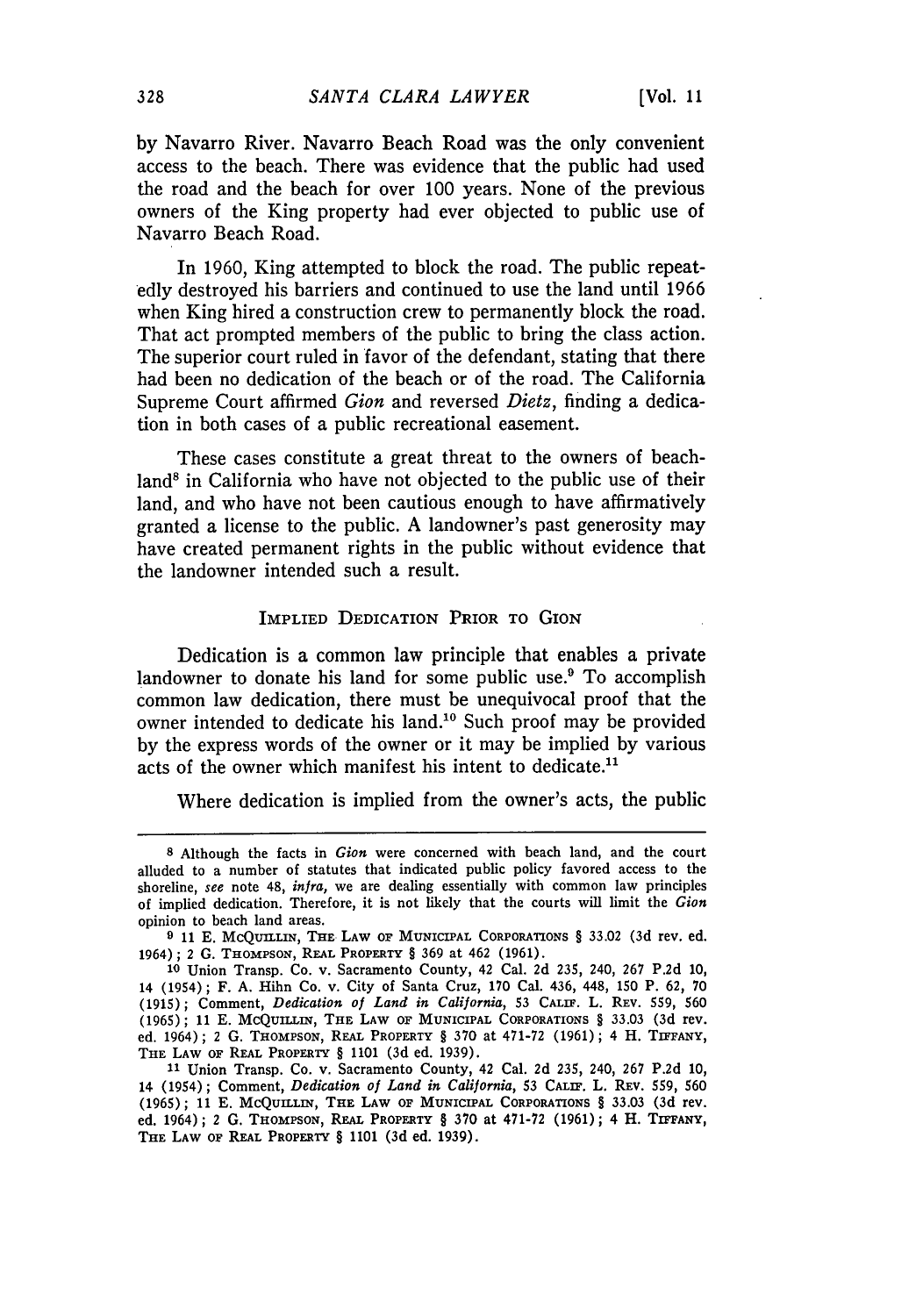by Navarro River. Navarro Beach Road was the only convenient access to the beach. There was evidence that the public had used the road and the beach for over 100 years. None of the previous owners of the King property had ever objected to public use of Navarro Beach Road.

In 1960, King attempted to block the road. The public repeatedly destroyed his barriers and continued to use the land until 1966 when King hired a construction crew to permanently block the road. That act prompted members of the public to bring the class action. The superior court ruled in favor of the defendant, stating that there had been no dedication of the beach or of the road. The California Supreme Court affirmed *Gion* and reversed *Dietz*, finding a dedication in both cases of a public recreational easement.

These cases constitute a great threat to the owners of beachland[8] in California who have not objected to the public use of their land, and who have not been cautious enough to have affirmatively granted a license to the public. A landowner's past generosity may have created permanent rights in the public without evidence that the landowner intended such a result.

## IMPLIED DEDICATION PRIOR TO GION

Dedication is a common law principle that enables a private landowner to donate his land for some public use.[9] To accomplish common law dedication, there must be unequivocal proof that the owner intended to dedicate his land.[10] Such proof may be provided by the express words of the owner or it may be implied by various acts of the owner which manifest his intent to dedicate.[11]

Where dedication is implied from the owner's acts, the public

---

[8] Although the facts in *Gion* were concerned with beach land, and the court alluded to a number of statutes that indicated public policy favored access to the shoreline, *see* note 48, *infra*, we are dealing essentially with common law principles of implied dedication. Therefore, it is not likely that the courts will limit the *Gion* opinion to beach land areas.

[9] 11 E. McQUILLIN, THE LAW OF MUNICIPAL CORPORATIONS § 33.02 (3d rev. ed. 1964); 2 G. THOMPSON, REAL PROPERTY § 369 at 462 (1961).

[10] Union Transp. Co. v. Sacramento County, 42 Cal. 2d 235, 240, 267 P.2d 10, 14 (1954); F. A. Hihn Co. v. City of Santa Cruz, 170 Cal. 436, 448, 150 P. 62, 70 (1915); Comment, *Dedication of Land in California*, 53 CALIF. L. REV. 559, 560 (1965); 11 E. McQUILLIN, THE LAW OF MUNICIPAL CORPORATIONS § 33.03 (3d rev. ed. 1964); 2 G. THOMPSON, REAL PROPERTY § 370 at 471-72 (1961); 4 H. TIFFANY, THE LAW OF REAL PROPERTY § 1101 (3d ed. 1939).

[11] Union Transp. Co. v. Sacramento County, 42 Cal. 2d 235, 240, 267 P.2d 10, 14 (1954); Comment, *Dedication of Land in California*, 53 CALIF. L. REV. 559, 560 (1965); 11 E. McQUILLIN, THE LAW OF MUNICIPAL CORPORATIONS § 33.03 (3d rev. ed. 1964); 2 G. THOMPSON, REAL PROPERTY § 370 at 471-72 (1961); 4 H. TIFFANY, THE LAW OF REAL PROPERTY § 1101 (3d ed. 1939).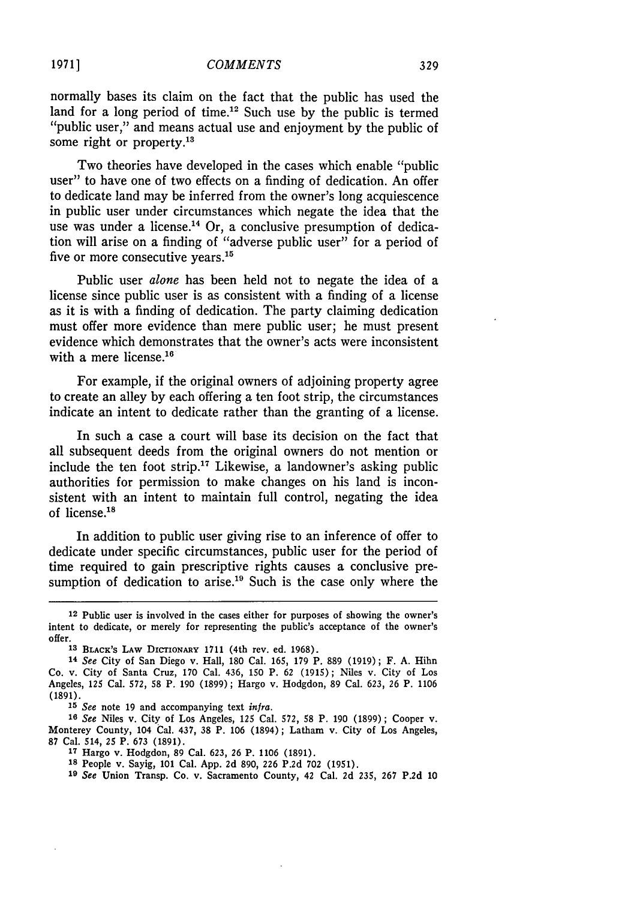normally bases its claim on the fact that the public has used the land for a long period of time.[12] Such use by the public is termed "public user," and means actual use and enjoyment by the public of some right or property.[13]

Two theories have developed in the cases which enable "public user" to have one of two effects on a finding of dedication. An offer to dedicate land may be inferred from the owner's long acquiescence in public user under circumstances which negate the idea that the use was under a license.[14] Or, a conclusive presumption of dedication will arise on a finding of "adverse public user" for a period of five or more consecutive years.[15]

Public user *alone* has been held not to negate the idea of a license since public user is as consistent with a finding of a license as it is with a finding of dedication. The party claiming dedication must offer more evidence than mere public user; he must present evidence which demonstrates that the owner's acts were inconsistent with a mere license.[16]

For example, if the original owners of adjoining property agree to create an alley by each offering a ten foot strip, the circumstances indicate an intent to dedicate rather than the granting of a license.

In such a case a court will base its decision on the fact that all subsequent deeds from the original owners do not mention or include the ten foot strip.[17] Likewise, a landowner's asking public authorities for permission to make changes on his land is inconsistent with an intent to maintain full control, negating the idea of license.[18]

In addition to public user giving rise to an inference of offer to dedicate under specific circumstances, public user for the period of time required to gain prescriptive rights causes a conclusive presumption of dedication to arise.[19] Such is the case only where the

---

[12] Public user is involved in the cases either for purposes of showing the owner's intent to dedicate, or merely for representing the public's acceptance of the owner's offer.

[13] BLACK'S LAW DICTIONARY 1711 (4th rev. ed. 1968).

[14] *See* City of San Diego v. Hall, 180 Cal. 165, 179 P. 889 (1919); F. A. Hihn Co. v. City of Santa Cruz, 170 Cal. 436, 150 P. 62 (1915); Niles v. City of Los Angeles, 125 Cal. 572, 58 P. 190 (1899); Hargo v. Hodgdon, 89 Cal. 623, 26 P. 1106 (1891).

[15] *See* note 19 and accompanying text *infra*.

[16] *See* Niles v. City of Los Angeles, 125 Cal. 572, 58 P. 190 (1899); Cooper v. Monterey County, 104 Cal. 437, 38 P. 106 (1894); Latham v. City of Los Angeles, 87 Cal. 514, 25 P. 673 (1891).

[17] Hargo v. Hodgdon, 89 Cal. 623, 26 P. 1106 (1891).

[18] People v. Sayig, 101 Cal. App. 2d 890, 226 P.2d 702 (1951).

[19] *See* Union Transp. Co. v. Sacramento County, 42 Cal. 2d 235, 267 P.2d 10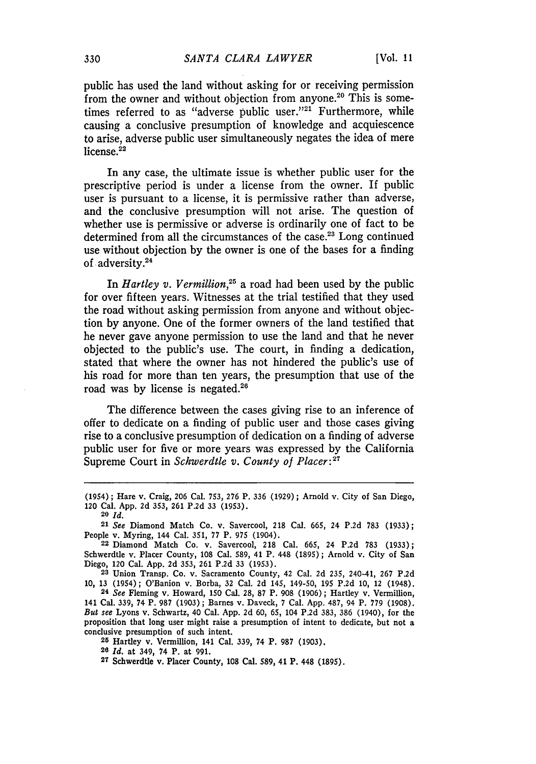public has used the land without asking for or receiving permission from the owner and without objection from anyone.[20] This is sometimes referred to as "adverse public user."[21] Furthermore, while causing a conclusive presumption of knowledge and acquiescence to arise, adverse public user simultaneously negates the idea of mere license.[22]

In any case, the ultimate issue is whether public user for the prescriptive period is under a license from the owner. If public user is pursuant to a license, it is permissive rather than adverse, and the conclusive presumption will not arise. The question of whether use is permissive or adverse is ordinarily one of fact to be determined from all the circumstances of the case.[23] Long continued use without objection by the owner is one of the bases for a finding of adversity.[24]

In *Hartley v. Vermillion*,[25] a road had been used by the public for over fifteen years. Witnesses at the trial testified that they used the road without asking permission from anyone and without objection by anyone. One of the former owners of the land testified that he never gave anyone permission to use the land and that he never objected to the public's use. The court, in finding a dedication, stated that where the owner has not hindered the public's use of his road for more than ten years, the presumption that use of the road was by license is negated.[26]

The difference between the cases giving rise to an inference of offer to dedicate on a finding of public user and those cases giving rise to a conclusive presumption of dedication on a finding of adverse public user for five or more years was expressed by the California Supreme Court in *Schwerdtle v. County of Placer*:[27]

---

(1954); Hare v. Craig, 206 Cal. 753, 276 P. 336 (1929); Arnold v. City of San Diego, 120 Cal. App. 2d 353, 261 P.2d 33 (1953).

[20] *Id.*

[21] *See* Diamond Match Co. v. Savercool, 218 Cal. 665, 24 P.2d 783 (1933); People v. Myring, 144 Cal. 351, 77 P. 975 (1904).

[22] Diamond Match Co. v. Savercool, 218 Cal. 665, 24 P.2d 783 (1933); Schwerdtle v. Placer County, 108 Cal. 589, 41 P. 448 (1895); Arnold v. City of San Diego, 120 Cal. App. 2d 353, 261 P.2d 33 (1953).

[23] Union Transp. Co. v. Sacramento County, 42 Cal. 2d 235, 240-41, 267 P.2d 10, 13 (1954); O'Banion v. Borba, 32 Cal. 2d 145, 149-50, 195 P.2d 10, 12 (1948).

[24] *See* Fleming v. Howard, 150 Cal. 28, 87 P. 908 (1906); Hartley v. Vermillion, 141 Cal. 339, 74 P. 987 (1903); Barnes v. Daveck, 7 Cal. App. 487, 94 P. 779 (1908). *But see* Lyons v. Schwartz, 40 Cal. App. 2d 60, 65, 104 P.2d 383, 386 (1940), for the proposition that long user might raise a presumption of intent to dedicate, but not a conclusive presumption of such intent.

[25] Hartley v. Vermillion, 141 Cal. 339, 74 P. 987 (1903).

[26] *Id.* at 349, 74 P. at 991.

[27] Schwerdtle v. Placer County, 108 Cal. 589, 41 P. 448 (1895).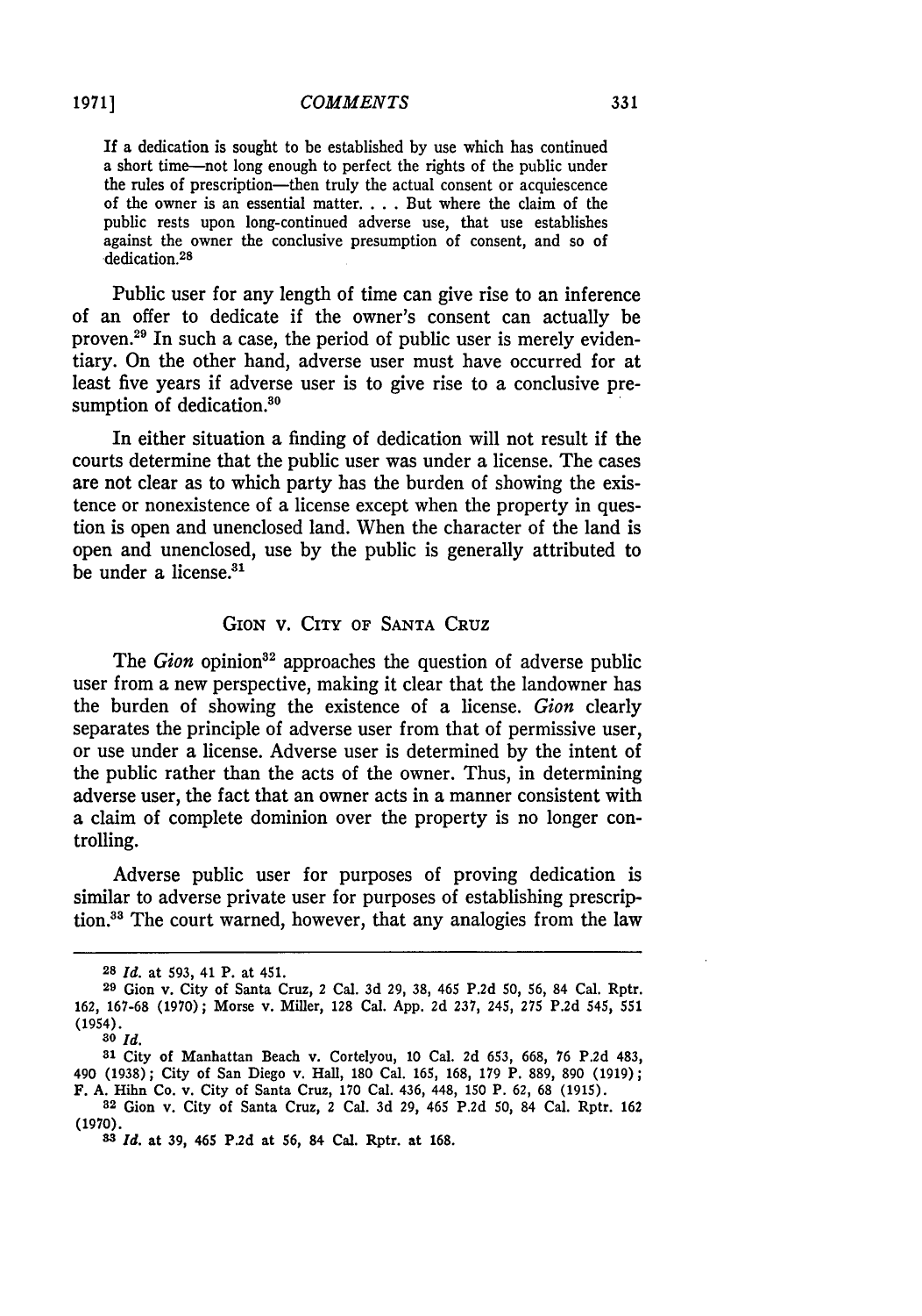> If a dedication is sought to be established by use which has continued a short time—not long enough to perfect the rights of the public under the rules of prescription—then truly the actual consent or acquiescence of the owner is an essential matter. . . . But where the claim of the public rests upon long-continued adverse use, that use establishes against the owner the conclusive presumption of consent, and so of dedication.[28]

Public user for any length of time can give rise to an inference of an offer to dedicate if the owner's consent can actually be proven.[29] In such a case, the period of public user is merely evidentiary. On the other hand, adverse user must have occurred for at least five years if adverse user is to give rise to a conclusive presumption of dedication.[30]

In either situation a finding of dedication will not result if the courts determine that the public user was under a license. The cases are not clear as to which party has the burden of showing the existence or nonexistence of a license except when the property in question is open and unenclosed land. When the character of the land is open and unenclosed, use by the public is generally attributed to be under a license.[31]

## GION v. CITY OF SANTA CRUZ

The *Gion* opinion[32] approaches the question of adverse public user from a new perspective, making it clear that the landowner has the burden of showing the existence of a license. *Gion* clearly separates the principle of adverse user from that of permissive user, or use under a license. Adverse user is determined by the intent of the public rather than the acts of the owner. Thus, in determining adverse user, the fact that an owner acts in a manner consistent with a claim of complete dominion over the property is no longer controlling.

Adverse public user for purposes of proving dedication is similar to adverse private user for purposes of establishing prescription.[33] The court warned, however, that any analogies from the law

---

[28] *Id.* at 593, 41 P. at 451.

[29] Gion v. City of Santa Cruz, 2 Cal. 3d 29, 38, 465 P.2d 50, 56, 84 Cal. Rptr. 162, 167-68 (1970); Morse v. Miller, 128 Cal. App. 2d 237, 245, 275 P.2d 545, 551 (1954).

[30] *Id.*

[31] City of Manhattan Beach v. Cortelyou, 10 Cal. 2d 653, 668, 76 P.2d 483, 490 (1938); City of San Diego v. Hall, 180 Cal. 165, 168, 179 P. 889, 890 (1919); F. A. Hihn Co. v. City of Santa Cruz, 170 Cal. 436, 448, 150 P. 62, 68 (1915).

[32] Gion v. City of Santa Cruz, 2 Cal. 3d 29, 465 P.2d 50, 84 Cal. Rptr. 162 (1970).

[33] *Id.* at 39, 465 P.2d at 56, 84 Cal. Rptr. at 168.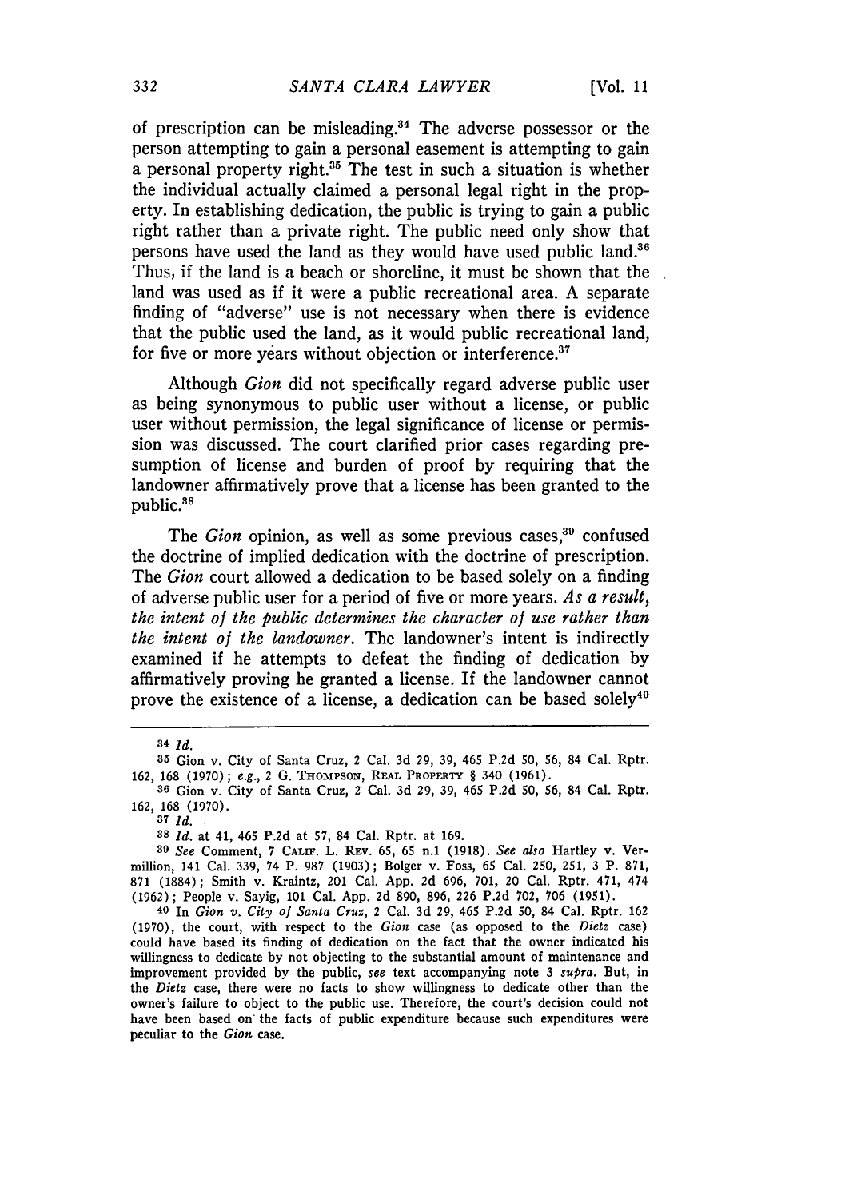of prescription can be misleading.[34] The adverse possessor or the person attempting to gain a personal easement is attempting to gain a personal property right.[35] The test in such a situation is whether the individual actually claimed a personal legal right in the property. In establishing dedication, the public is trying to gain a public right rather than a private right. The public need only show that persons have used the land as they would have used public land.[36] Thus, if the land is a beach or shoreline, it must be shown that the land was used as if it were a public recreational area. A separate finding of "adverse" use is not necessary when there is evidence that the public used the land, as it would public recreational land, for five or more years without objection or interference.[37]

Although *Gion* did not specifically regard adverse public user as being synonymous to public user without a license, or public user without permission, the legal significance of license or permission was discussed. The court clarified prior cases regarding presumption of license and burden of proof by requiring that the landowner affirmatively prove that a license has been granted to the public.[38]

The *Gion* opinion, as well as some previous cases,[39] confused the doctrine of implied dedication with the doctrine of prescription. The *Gion* court allowed a dedication to be based solely on a finding of adverse public user for a period of five or more years. *As a result, the intent of the public determines the character of use rather than the intent of the landowner.* The landowner's intent is indirectly examined if he attempts to defeat the finding of dedication by affirmatively proving he granted a license. If the landowner cannot prove the existence of a license, a dedication can be based solely[40]

---

[34] *Id.*

[35] Gion v. City of Santa Cruz, 2 Cal. 3d 29, 39, 465 P.2d 50, 56, 84 Cal. Rptr. 162, 168 (1970); *e.g.*, 2 G. THOMPSON, REAL PROPERTY § 340 (1961).

[36] Gion v. City of Santa Cruz, 2 Cal. 3d 29, 39, 465 P.2d 50, 56, 84 Cal. Rptr. 162, 168 (1970).

[37] *Id.*

[38] *Id.* at 41, 465 P.2d at 57, 84 Cal. Rptr. at 169.

[39] *See* Comment, 7 CALIF. L. REV. 65, 65 n.1 (1918). *See also* Hartley v. Vermillion, 141 Cal. 339, 74 P. 987 (1903); Bolger v. Foss, 65 Cal. 250, 251, 3 P. 871, 871 (1884); Smith v. Kraintz, 201 Cal. App. 2d 696, 701, 20 Cal. Rptr. 471, 474 (1962); People v. Sayig, 101 Cal. App. 2d 890, 896, 226 P.2d 702, 706 (1951).

[40] In *Gion v. City of Santa Cruz*, 2 Cal. 3d 29, 465 P.2d 50, 84 Cal. Rptr. 162 (1970), the court, with respect to the *Gion* case (as opposed to the *Dietz* case) could have based its finding of dedication on the fact that the owner indicated his willingness to dedicate by not objecting to the substantial amount of maintenance and improvement provided by the public, *see* text accompanying note 3 *supra*. But, in the *Dietz* case, there were no facts to show willingness to dedicate other than the owner's failure to object to the public use. Therefore, the court's decision could not have been based on the facts of public expenditure because such expenditures were peculiar to the *Gion* case.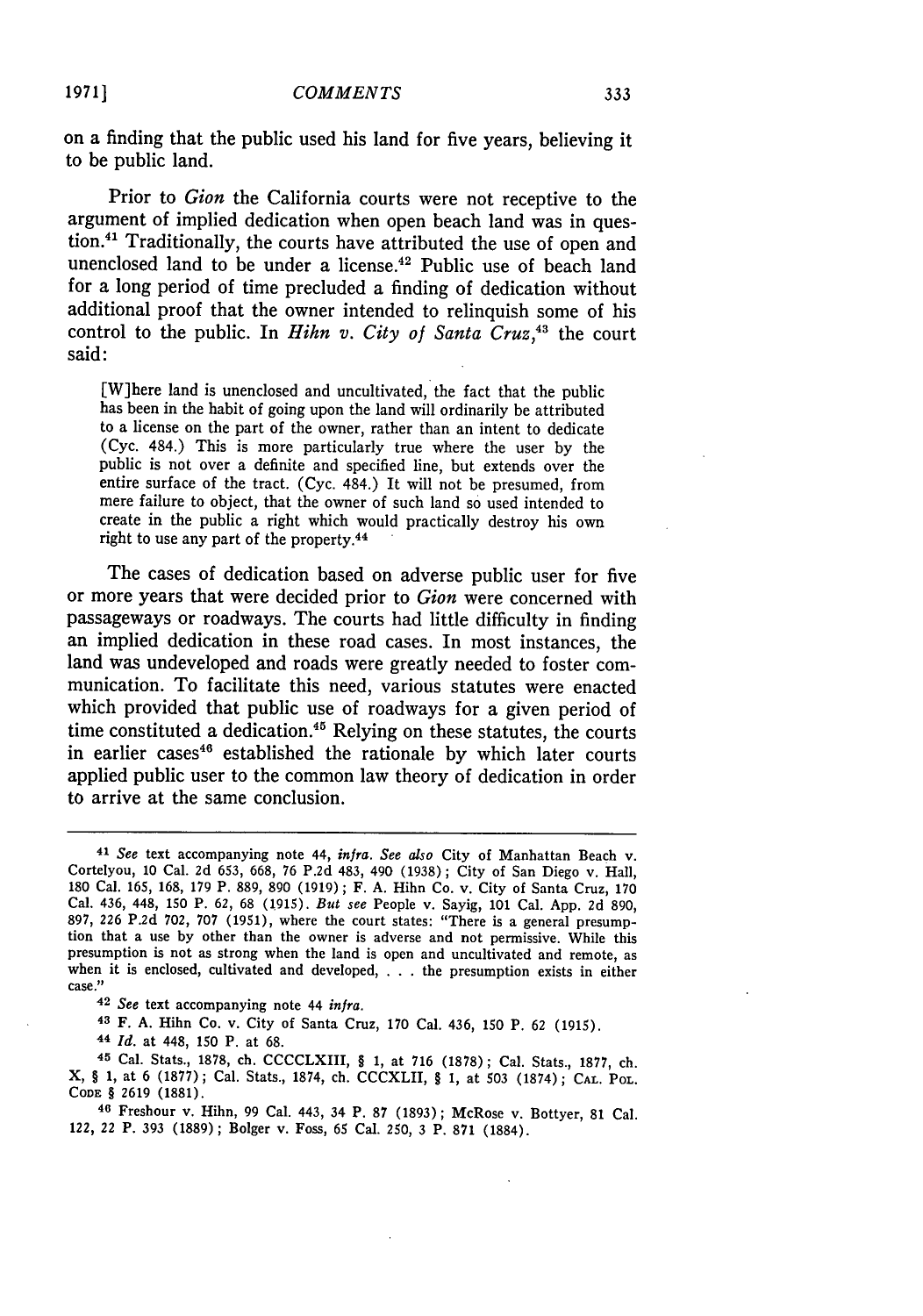on a finding that the public used his land for five years, believing it to be public land.

Prior to *Gion* the California courts were not receptive to the argument of implied dedication when open beach land was in question.[41] Traditionally, the courts have attributed the use of open and unenclosed land to be under a license.[42] Public use of beach land for a long period of time precluded a finding of dedication without additional proof that the owner intended to relinquish some of his control to the public. In *Hihn v. City of Santa Cruz*,[43] the court said:

> [W]here land is unenclosed and uncultivated, the fact that the public has been in the habit of going upon the land will ordinarily be attributed to a license on the part of the owner, rather than an intent to dedicate (Cyc. 484.) This is more particularly true where the user by the public is not over a definite and specified line, but extends over the entire surface of the tract. (Cyc. 484.) It will not be presumed, from mere failure to object, that the owner of such land so used intended to create in the public a right which would practically destroy his own right to use any part of the property.[44]

The cases of dedication based on adverse public user for five or more years that were decided prior to *Gion* were concerned with passageways or roadways. The courts had little difficulty in finding an implied dedication in these road cases. In most instances, the land was undeveloped and roads were greatly needed to foster communication. To facilitate this need, various statutes were enacted which provided that public use of roadways for a given period of time constituted a dedication.[45] Relying on these statutes, the courts in earlier cases[46] established the rationale by which later courts applied public user to the common law theory of dedication in order to arrive at the same conclusion.

---

[41] *See* text accompanying note 44, *infra*. *See also* City of Manhattan Beach v. Cortelyou, 10 Cal. 2d 653, 668, 76 P.2d 483, 490 (1938); City of San Diego v. Hall, 180 Cal. 165, 168, 179 P. 889, 890 (1919); F. A. Hihn Co. v. City of Santa Cruz, 170 Cal. 436, 448, 150 P. 62, 68 (1915). *But see* People v. Sayig, 101 Cal. App. 2d 890, 897, 226 P.2d 702, 707 (1951), where the court states: "There is a general presumption that a use by other than the owner is adverse and not permissive. While this presumption is not as strong when the land is open and uncultivated and remote, as when it is enclosed, cultivated and developed, . . . the presumption exists in either case."

[42] *See* text accompanying note 44 *infra*.

[43] F. A. Hihn Co. v. City of Santa Cruz, 170 Cal. 436, 150 P. 62 (1915).

[44] *Id.* at 448, 150 P. at 68.

[45] Cal. Stats., 1878, ch. CCCCLXIII, § 1, at 716 (1878); Cal. Stats., 1877, ch. X, § 1, at 6 (1877); Cal. Stats., 1874, ch. CCCXLII, § 1, at 503 (1874); CAL. POL. CODE § 2619 (1881).

[46] Freshour v. Hihn, 99 Cal. 443, 34 P. 87 (1893); McRose v. Bottyer, 81 Cal. 122, 22 P. 393 (1889); Bolger v. Foss, 65 Cal. 250, 3 P. 871 (1884).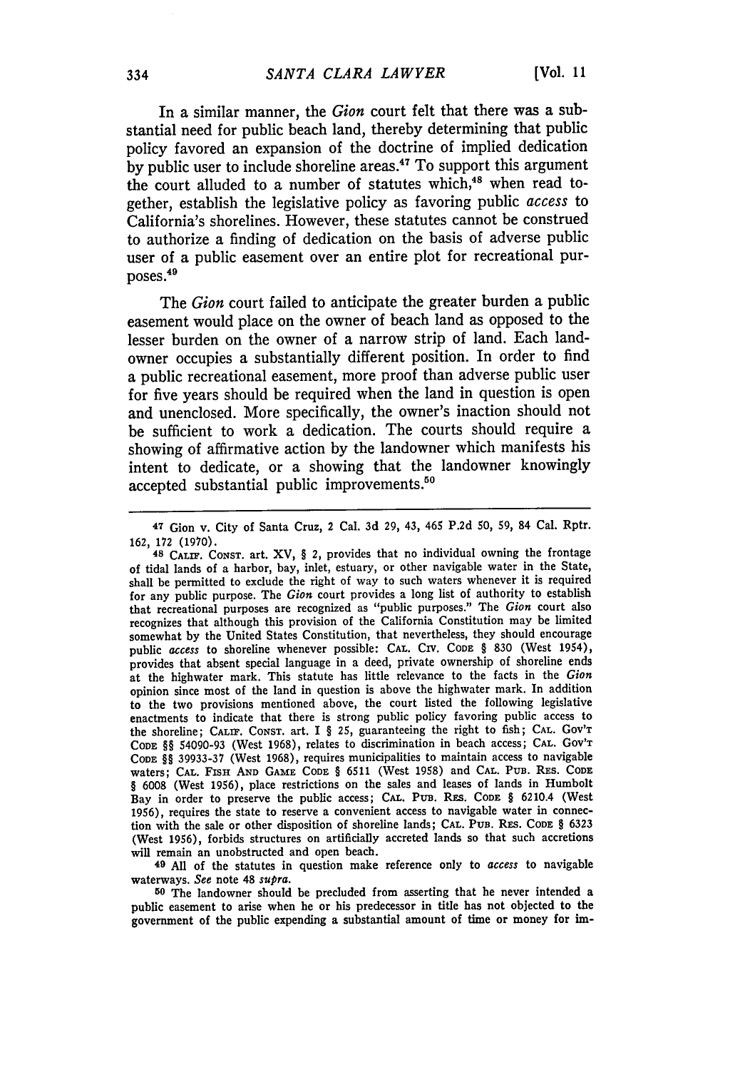In a similar manner, the *Gion* court felt that there was a substantial need for public beach land, thereby determining that public policy favored an expansion of the doctrine of implied dedication by public user to include shoreline areas.[47] To support this argument the court alluded to a number of statutes which,[48] when read together, establish the legislative policy as favoring public *access* to California's shorelines. However, these statutes cannot be construed to authorize a finding of dedication on the basis of adverse public user of a public easement over an entire plot for recreational purposes.[49]

The *Gion* court failed to anticipate the greater burden a public easement would place on the owner of beach land as opposed to the lesser burden on the owner of a narrow strip of land. Each landowner occupies a substantially different position. In order to find a public recreational easement, more proof than adverse public user for five years should be required when the land in question is open and unenclosed. More specifically, the owner's inaction should not be sufficient to work a dedication. The courts should require a showing of affirmative action by the landowner which manifests his intent to dedicate, or a showing that the landowner knowingly accepted substantial public improvements.[50]

---

[47] Gion v. City of Santa Cruz, 2 Cal. 3d 29, 43, 465 P.2d 50, 59, 84 Cal. Rptr. 162, 172 (1970).

[48] CALIF. CONST. art. XV, § 2, provides that no individual owning the frontage of tidal lands of a harbor, bay, inlet, estuary, or other navigable water in the State, shall be permitted to exclude the right of way to such waters whenever it is required for any public purpose. The *Gion* court provides a long list of authority to establish that recreational purposes are recognized as "public purposes." The *Gion* court also recognizes that although this provision of the California Constitution may be limited somewhat by the United States Constitution, that nevertheless, they should encourage public *access* to shoreline whenever possible: CAL. CIV. CODE § 830 (West 1954), provides that absent special language in a deed, private ownership of shoreline ends at the highwater mark. This statute has little relevance to the facts in the *Gion* opinion since most of the land in question is above the highwater mark. In addition to the two provisions mentioned above, the court listed the following legislative enactments to indicate that there is strong public policy favoring public access to the shoreline; CALIF. CONST. art. I § 25, guaranteeing the right to fish; CAL. GOV'T CODE §§ 54090-93 (West 1968), relates to discrimination in beach access; CAL. GOV'T CODE §§ 39933-37 (West 1968), requires municipalities to maintain access to navigable waters; CAL. FISH AND GAME CODE § 6511 (West 1958) and CAL. PUB. RES. CODE § 6008 (West 1956), place restrictions on the sales and leases of lands in Humbolt Bay in order to preserve the public access; CAL. PUB. RES. CODE § 6210.4 (West 1956), requires the state to reserve a convenient access to navigable water in connection with the sale or other disposition of shoreline lands; CAL. PUB. RES. CODE § 6323 (West 1956), forbids structures on artificially accreted lands so that such accretions will remain an unobstructed and open beach.

[49] All of the statutes in question make reference only to *access* to navigable waterways. *See* note 48 *supra*.

[50] The landowner should be precluded from asserting that he never intended a public easement to arise when he or his predecessor in title has not objected to the government of the public expending a substantial amount of time or money for im-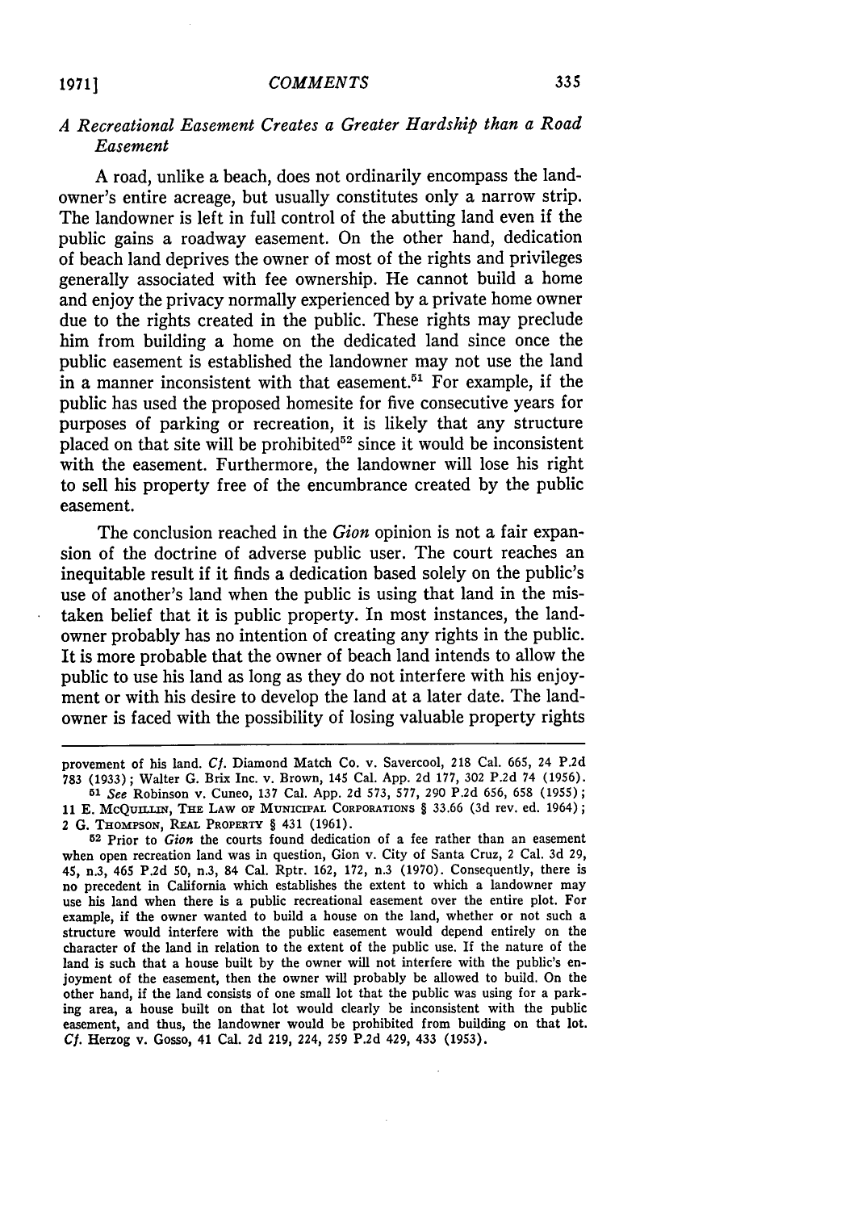### *A Recreational Easement Creates a Greater Hardship than a Road Easement*

A road, unlike a beach, does not ordinarily encompass the landowner's entire acreage, but usually constitutes only a narrow strip. The landowner is left in full control of the abutting land even if the public gains a roadway easement. On the other hand, dedication of beach land deprives the owner of most of the rights and privileges generally associated with fee ownership. He cannot build a home and enjoy the privacy normally experienced by a private home owner due to the rights created in the public. These rights may preclude him from building a home on the dedicated land since once the public easement is established the landowner may not use the land in a manner inconsistent with that easement.[51] For example, if the public has used the proposed homesite for five consecutive years for purposes of parking or recreation, it is likely that any structure placed on that site will be prohibited[52] since it would be inconsistent with the easement. Furthermore, the landowner will lose his right to sell his property free of the encumbrance created by the public easement.

The conclusion reached in the *Gion* opinion is not a fair expansion of the doctrine of adverse public user. The court reaches an inequitable result if it finds a dedication based solely on the public's use of another's land when the public is using that land in the mistaken belief that it is public property. In most instances, the landowner probably has no intention of creating any rights in the public. It is more probable that the owner of beach land intends to allow the public to use his land as long as they do not interfere with his enjoyment or with his desire to develop the land at a later date. The landowner is faced with the possibility of losing valuable property rights

---

provement of his land. *Cf.* Diamond Match Co. v. Savercool, 218 Cal. 665, 24 P.2d 783 (1933); Walter G. Brix Inc. v. Brown, 145 Cal. App. 2d 177, 302 P.2d 74 (1956).

[51] *See* Robinson v. Cuneo, 137 Cal. App. 2d 573, 577, 290 P.2d 656, 658 (1955); 11 E. McQuillin, The Law of Municipal Corporations § 33.66 (3d rev. ed. 1964); 2 G. Thompson, Real Property § 431 (1961).

[52] Prior to *Gion* the courts found dedication of a fee rather than an easement when open recreation land was in question, Gion v. City of Santa Cruz, 2 Cal. 3d 29, 45, n.3, 465 P.2d 50, n.3, 84 Cal. Rptr. 162, 172, n.3 (1970). Consequently, there is no precedent in California which establishes the extent to which a landowner may use his land when there is a public recreational easement over the entire plot. For example, if the owner wanted to build a house on the land, whether or not such a structure would interfere with the public easement would depend entirely on the character of the land in relation to the extent of the public use. If the nature of the land is such that a house built by the owner will not interfere with the public's enjoyment of the easement, then the owner will probably be allowed to build. On the other hand, if the land consists of one small lot that the public was using for a parking area, a house built on that lot would clearly be inconsistent with the public easement, and thus, the landowner would be prohibited from building on that lot. *Cf.* Herzog v. Gosso, 41 Cal. 2d 219, 224, 259 P.2d 429, 433 (1953).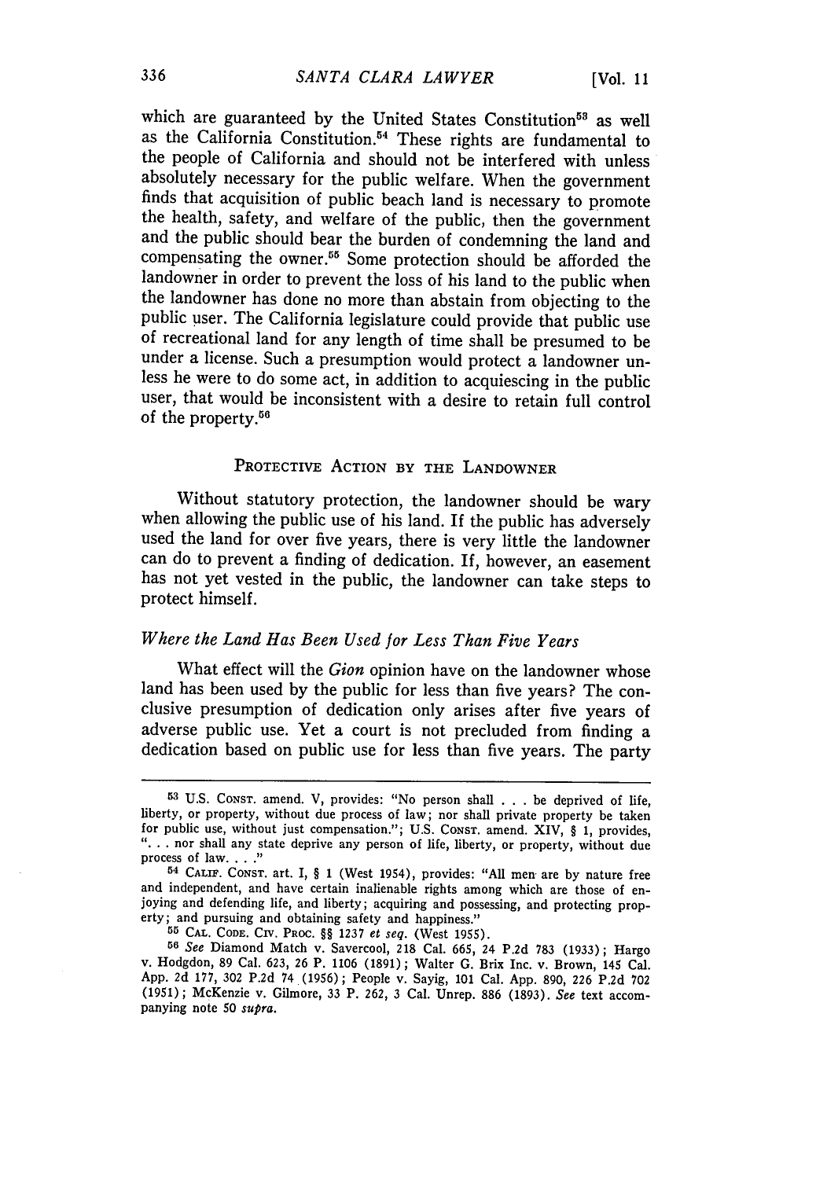which are guaranteed by the United States Constitution[53] as well as the California Constitution.[54] These rights are fundamental to the people of California and should not be interfered with unless absolutely necessary for the public welfare. When the government finds that acquisition of public beach land is necessary to promote the health, safety, and welfare of the public, then the government and the public should bear the burden of condemning the land and compensating the owner.[55] Some protection should be afforded the landowner in order to prevent the loss of his land to the public when the landowner has done no more than abstain from objecting to the public user. The California legislature could provide that public use of recreational land for any length of time shall be presumed to be under a license. Such a presumption would protect a landowner unless he were to do some act, in addition to acquiescing in the public user, that would be inconsistent with a desire to retain full control of the property.[56]

## PROTECTIVE ACTION BY THE LANDOWNER

Without statutory protection, the landowner should be wary when allowing the public use of his land. If the public has adversely used the land for over five years, there is very little the landowner can do to prevent a finding of dedication. If, however, an easement has not yet vested in the public, the landowner can take steps to protect himself.

### *Where the Land Has Been Used for Less Than Five Years*

What effect will the *Gion* opinion have on the landowner whose land has been used by the public for less than five years? The conclusive presumption of dedication only arises after five years of adverse public use. Yet a court is not precluded from finding a dedication based on public use for less than five years. The party

---

[53] U.S. CONST. amend. V, provides: "No person shall . . . be deprived of life, liberty, or property, without due process of law; nor shall private property be taken for public use, without just compensation."; U.S. CONST. amend. XIV, § 1, provides, ". . . nor shall any state deprive any person of life, liberty, or property, without due process of law. . . ."

[54] CALIF. CONST. art. I, § 1 (West 1954), provides: "All men are by nature free and independent, and have certain inalienable rights among which are those of enjoying and defending life, and liberty; acquiring and possessing, and protecting property; and pursuing and obtaining safety and happiness."

[55] CAL. CODE. CIV. PROC. §§ 1237 *et seq.* (West 1955).

[56] *See* Diamond Match v. Savercool, 218 Cal. 665, 24 P.2d 783 (1933); Hargo v. Hodgdon, 89 Cal. 623, 26 P. 1106 (1891); Walter G. Brix Inc. v. Brown, 145 Cal. App. 2d 177, 302 P.2d 74 (1956); People v. Sayig, 101 Cal. App. 890, 226 P.2d 702 (1951); McKenzie v. Gilmore, 33 P. 262, 3 Cal. Unrep. 886 (1893). *See* text accompanying note 50 *supra.*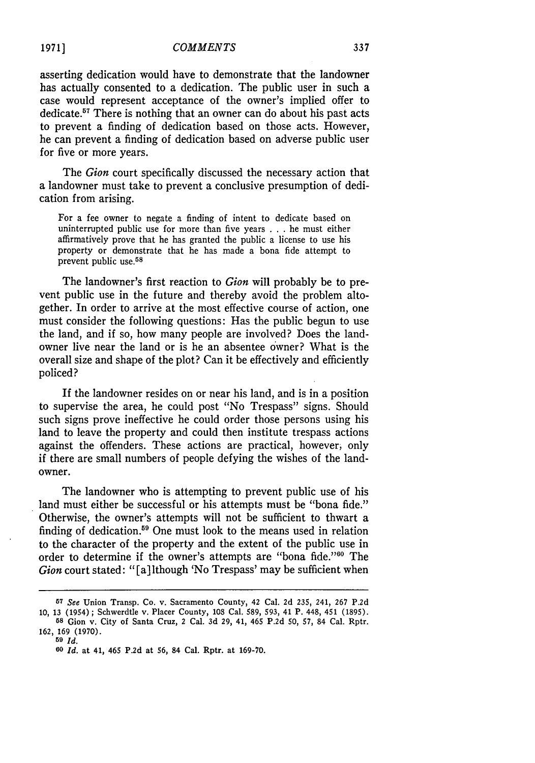asserting dedication would have to demonstrate that the landowner has actually consented to a dedication. The public user in such a case would represent acceptance of the owner's implied offer to dedicate.[57] There is nothing that an owner can do about his past acts to prevent a finding of dedication based on those acts. However, he can prevent a finding of dedication based on adverse public user for five or more years.

The *Gion* court specifically discussed the necessary action that a landowner must take to prevent a conclusive presumption of dedication from arising.

> For a fee owner to negate a finding of intent to dedicate based on uninterrupted public use for more than five years . . . he must either affirmatively prove that he has granted the public a license to use his property or demonstrate that he has made a bona fide attempt to prevent public use.[58]

The landowner's first reaction to *Gion* will probably be to prevent public use in the future and thereby avoid the problem altogether. In order to arrive at the most effective course of action, one must consider the following questions: Has the public begun to use the land, and if so, how many people are involved? Does the landowner live near the land or is he an absentee owner? What is the overall size and shape of the plot? Can it be effectively and efficiently policed?

If the landowner resides on or near his land, and is in a position to supervise the area, he could post "No Trespass" signs. Should such signs prove ineffective he could order those persons using his land to leave the property and could then institute trespass actions against the offenders. These actions are practical, however, only if there are small numbers of people defying the wishes of the landowner.

The landowner who is attempting to prevent public use of his land must either be successful or his attempts must be "bona fide." Otherwise, the owner's attempts will not be sufficient to thwart a finding of dedication.[59] One must look to the means used in relation to the character of the property and the extent of the public use in order to determine if the owner's attempts are "bona fide."[60] The *Gion* court stated: "[a]lthough 'No Trespass' may be sufficient when

---

[57] *See* Union Transp. Co. v. Sacramento County, 42 Cal. 2d 235, 241, 267 P.2d 10, 13 (1954); Schwerdtle v. Placer County, 108 Cal. 589, 593, 41 P. 448, 451 (1895).

[58] Gion v. City of Santa Cruz, 2 Cal. 3d 29, 41, 465 P.2d 50, 57, 84 Cal. Rptr. 162, 169 (1970).

[59] *Id.*

[60] *Id.* at 41, 465 P.2d at 56, 84 Cal. Rptr. at 169-70.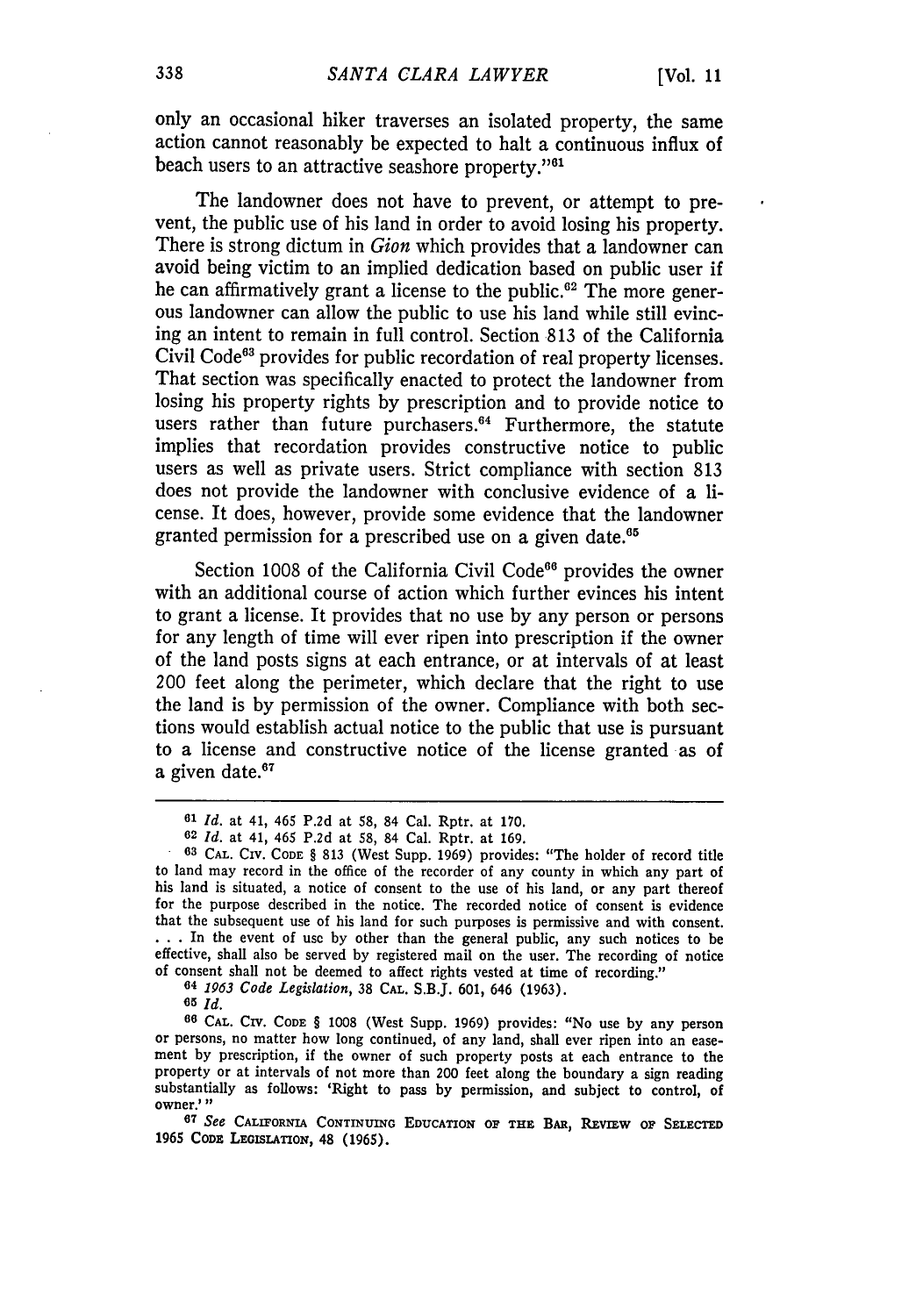only an occasional hiker traverses an isolated property, the same action cannot reasonably be expected to halt a continuous influx of beach users to an attractive seashore property."[61]

The landowner does not have to prevent, or attempt to prevent, the public use of his land in order to avoid losing his property. There is strong dictum in *Gion* which provides that a landowner can avoid being victim to an implied dedication based on public user if he can affirmatively grant a license to the public.[62] The more generous landowner can allow the public to use his land while still evincing an intent to remain in full control. Section 813 of the California Civil Code[63] provides for public recordation of real property licenses. That section was specifically enacted to protect the landowner from losing his property rights by prescription and to provide notice to users rather than future purchasers.[64] Furthermore, the statute implies that recordation provides constructive notice to public users as well as private users. Strict compliance with section 813 does not provide the landowner with conclusive evidence of a license. It does, however, provide some evidence that the landowner granted permission for a prescribed use on a given date.[65]

Section 1008 of the California Civil Code[66] provides the owner with an additional course of action which further evinces his intent to grant a license. It provides that no use by any person or persons for any length of time will ever ripen into prescription if the owner of the land posts signs at each entrance, or at intervals of at least 200 feet along the perimeter, which declare that the right to use the land is by permission of the owner. Compliance with both sections would establish actual notice to the public that use is pursuant to a license and constructive notice of the license granted as of a given date.[67]

---

[61] *Id.* at 41, 465 P.2d at 58, 84 Cal. Rptr. at 170.

[62] *Id.* at 41, 465 P.2d at 58, 84 Cal. Rptr. at 169.

[63] CAL. CIV. CODE § 813 (West Supp. 1969) provides: "The holder of record title to land may record in the office of the recorder of any county in which any part of his land is situated, a notice of consent to the use of his land, or any part thereof for the purpose described in the notice. The recorded notice of consent is evidence that the subsequent use of his land for such purposes is permissive and with consent. . . . In the event of use by other than the general public, any such notices to be effective, shall also be served by registered mail on the user. The recording of notice of consent shall not be deemed to affect rights vested at time of recording."

[64] *1963 Code Legislation*, 38 CAL. S.B.J. 601, 646 (1963).

[65] *Id.*

[66] CAL. CIV. CODE § 1008 (West Supp. 1969) provides: "No use by any person or persons, no matter how long continued, of any land, shall ever ripen into an easement by prescription, if the owner of such property posts at each entrance to the property or at intervals of not more than 200 feet along the boundary a sign reading substantially as follows: 'Right to pass by permission, and subject to control, of owner.'"

[67] *See* CALIFORNIA CONTINUING EDUCATION OF THE BAR, REVIEW OF SELECTED 1965 CODE LEGISLATION, 48 (1965).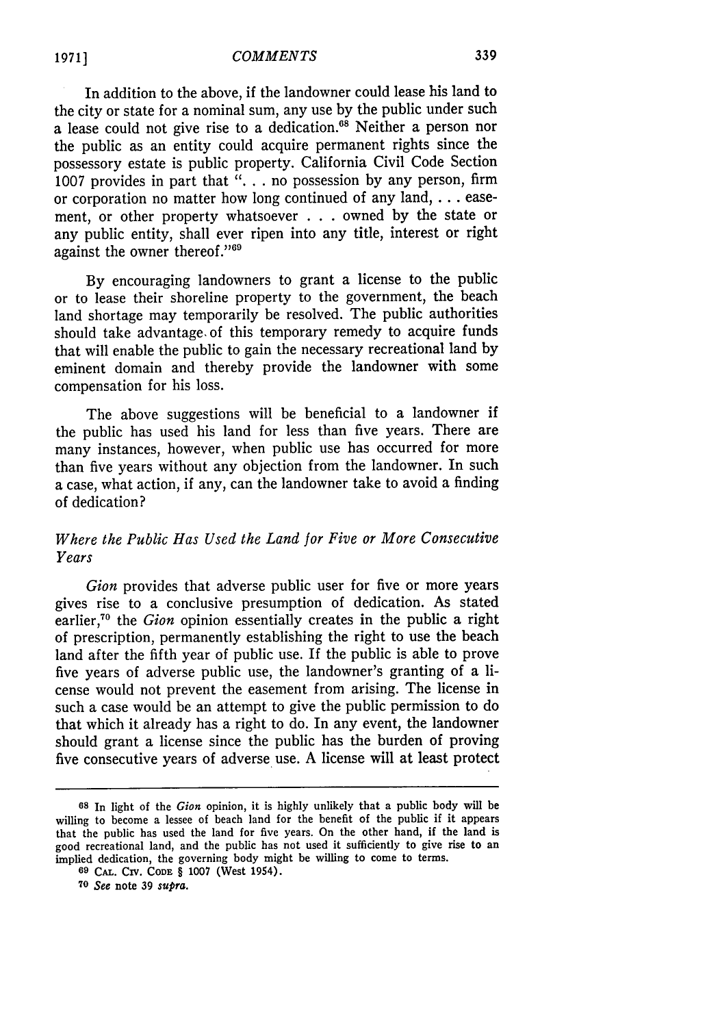In addition to the above, if the landowner could lease his land to the city or state for a nominal sum, any use by the public under such a lease could not give rise to a dedication.[68] Neither a person nor the public as an entity could acquire permanent rights since the possessory estate is public property. California Civil Code Section 1007 provides in part that ". . . no possession by any person, firm or corporation no matter how long continued of any land, . . . easement, or other property whatsoever . . . owned by the state or any public entity, shall ever ripen into any title, interest or right against the owner thereof."[69]

By encouraging landowners to grant a license to the public or to lease their shoreline property to the government, the beach land shortage may temporarily be resolved. The public authorities should take advantage of this temporary remedy to acquire funds that will enable the public to gain the necessary recreational land by eminent domain and thereby provide the landowner with some compensation for his loss.

The above suggestions will be beneficial to a landowner if the public has used his land for less than five years. There are many instances, however, when public use has occurred for more than five years without any objection from the landowner. In such a case, what action, if any, can the landowner take to avoid a finding of dedication?

### *Where the Public Has Used the Land for Five or More Consecutive Years*

*Gion* provides that adverse public user for five or more years gives rise to a conclusive presumption of dedication. As stated earlier,[70] the *Gion* opinion essentially creates in the public a right of prescription, permanently establishing the right to use the beach land after the fifth year of public use. If the public is able to prove five years of adverse public use, the landowner's granting of a license would not prevent the easement from arising. The license in such a case would be an attempt to give the public permission to do that which it already has a right to do. In any event, the landowner should grant a license since the public has the burden of proving five consecutive years of adverse use. A license will at least protect

---

[68] In light of the *Gion* opinion, it is highly unlikely that a public body will be willing to become a lessee of beach land for the benefit of the public if it appears that the public has used the land for five years. On the other hand, if the land is good recreational land, and the public has not used it sufficiently to give rise to an implied dedication, the governing body might be willing to come to terms.

[69] CAL. CIV. CODE § 1007 (West 1954).

[70] *See* note 39 *supra*.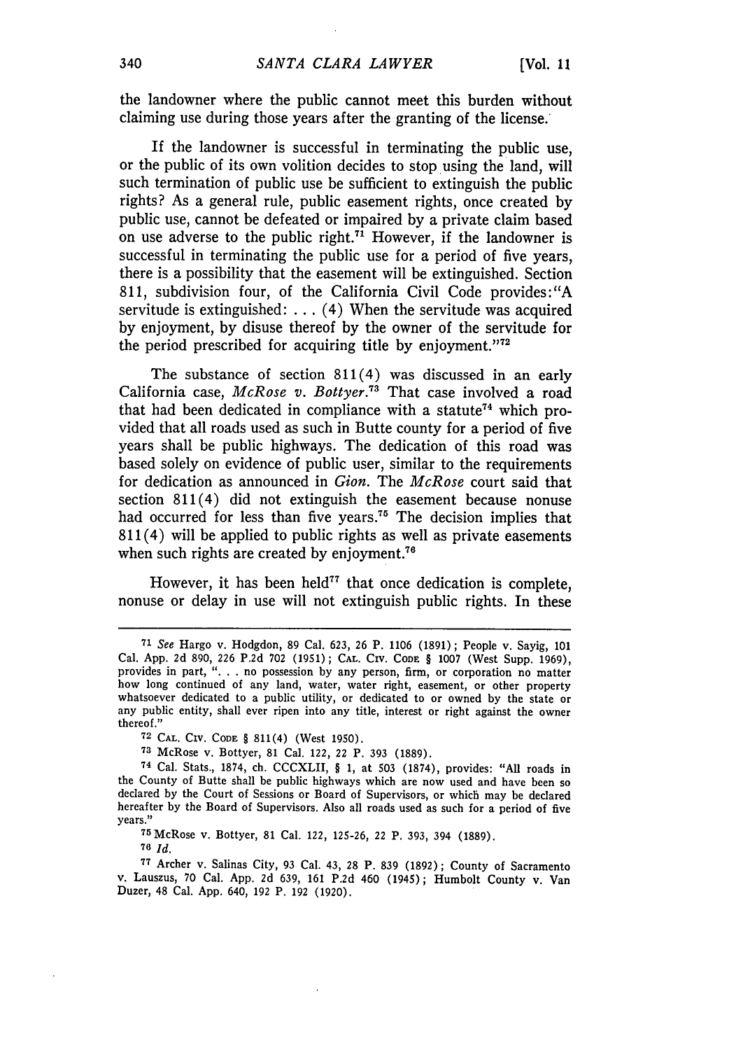the landowner where the public cannot meet this burden without claiming use during those years after the granting of the license.

If the landowner is successful in terminating the public use, or the public of its own volition decides to stop using the land, will such termination of public use be sufficient to extinguish the public rights? As a general rule, public easement rights, once created by public use, cannot be defeated or impaired by a private claim based on use adverse to the public right.[71] However, if the landowner is successful in terminating the public use for a period of five years, there is a possibility that the easement will be extinguished. Section 811, subdivision four, of the California Civil Code provides: "A servitude is extinguished: . . . (4) When the servitude was acquired by enjoyment, by disuse thereof by the owner of the servitude for the period prescribed for acquiring title by enjoyment."[72]

The substance of section 811(4) was discussed in an early California case, *McRose v. Bottyer*.[73] That case involved a road that had been dedicated in compliance with a statute[74] which provided that all roads used as such in Butte county for a period of five years shall be public highways. The dedication of this road was based solely on evidence of public user, similar to the requirements for dedication as announced in *Gion*. The *McRose* court said that section 811(4) did not extinguish the easement because nonuse had occurred for less than five years.[75] The decision implies that 811(4) will be applied to public rights as well as private easements when such rights are created by enjoyment.[76]

However, it has been held[77] that once dedication is complete, nonuse or delay in use will not extinguish public rights. In these

---

[71] *See* Hargo v. Hodgdon, 89 Cal. 623, 26 P. 1106 (1891); People v. Sayig, 101 Cal. App. 2d 890, 226 P.2d 702 (1951); CAL. CIV. CODE § 1007 (West Supp. 1969), provides in part, ". . . no possession by any person, firm, or corporation no matter how long continued of any land, water, water right, easement, or other property whatsoever dedicated to a public utility, or dedicated to or owned by the state or any public entity, shall ever ripen into any title, interest or right against the owner thereof."

[72] CAL. CIV. CODE § 811(4) (West 1950).

[73] McRose v. Bottyer, 81 Cal. 122, 22 P. 393 (1889).

[74] Cal. Stats., 1874, ch. CCCXLII, § 1, at 503 (1874), provides: "All roads in the County of Butte shall be public highways which are now used and have been so declared by the Court of Sessions or Board of Supervisors, or which may be declared hereafter by the Board of Supervisors. Also all roads used as such for a period of five years."

[75] McRose v. Bottyer, 81 Cal. 122, 125-26, 22 P. 393, 394 (1889).

[76] *Id.*

[77] Archer v. Salinas City, 93 Cal. 43, 28 P. 839 (1892); County of Sacramento v. Lauszus, 70 Cal. App. 2d 639, 161 P.2d 460 (1945); Humbolt County v. Van Duzer, 48 Cal. App. 640, 192 P. 192 (1920).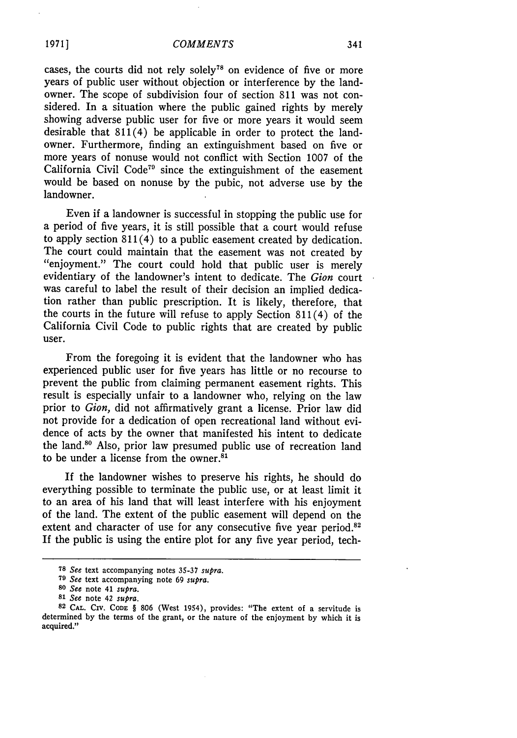cases, the courts did not rely solely[78] on evidence of five or more years of public user without objection or interference by the landowner. The scope of subdivision four of section 811 was not considered. In a situation where the public gained rights by merely showing adverse public user for five or more years it would seem desirable that 811(4) be applicable in order to protect the landowner. Furthermore, finding an extinguishment based on five or more years of nonuse would not conflict with Section 1007 of the California Civil Code[79] since the extinguishment of the easement would be based on nonuse by the pubic, not adverse use by the landowner.

Even if a landowner is successful in stopping the public use for a period of five years, it is still possible that a court would refuse to apply section 811(4) to a public easement created by dedication. The court could maintain that the easement was not created by "enjoyment." The court could hold that public user is merely evidentiary of the landowner's intent to dedicate. The *Gion* court was careful to label the result of their decision an implied dedication rather than public prescription. It is likely, therefore, that the courts in the future will refuse to apply Section 811(4) of the California Civil Code to public rights that are created by public user.

From the foregoing it is evident that the landowner who has experienced public user for five years has little or no recourse to prevent the public from claiming permanent easement rights. This result is especially unfair to a landowner who, relying on the law prior to *Gion,* did not affirmatively grant a license. Prior law did not provide for a dedication of open recreational land without evidence of acts by the owner that manifested his intent to dedicate the land.[80] Also, prior law presumed public use of recreation land to be under a license from the owner.[81]

If the landowner wishes to preserve his rights, he should do everything possible to terminate the public use, or at least limit it to an area of his land that will least interfere with his enjoyment of the land. The extent of the public easement will depend on the extent and character of use for any consecutive five year period.[82] If the public is using the entire plot for any five year period, tech-

---

[78] *See* text accompanying notes 35-37 *supra.*

[79] *See* text accompanying note 69 *supra.*

[80] *See* note 41 *supra.*

[81] *See* note 42 *supra.*

[82] CAL. CIV. CODE § 806 (West 1954), provides: "The extent of a servitude is determined by the terms of the grant, or the nature of the enjoyment by which it is acquired."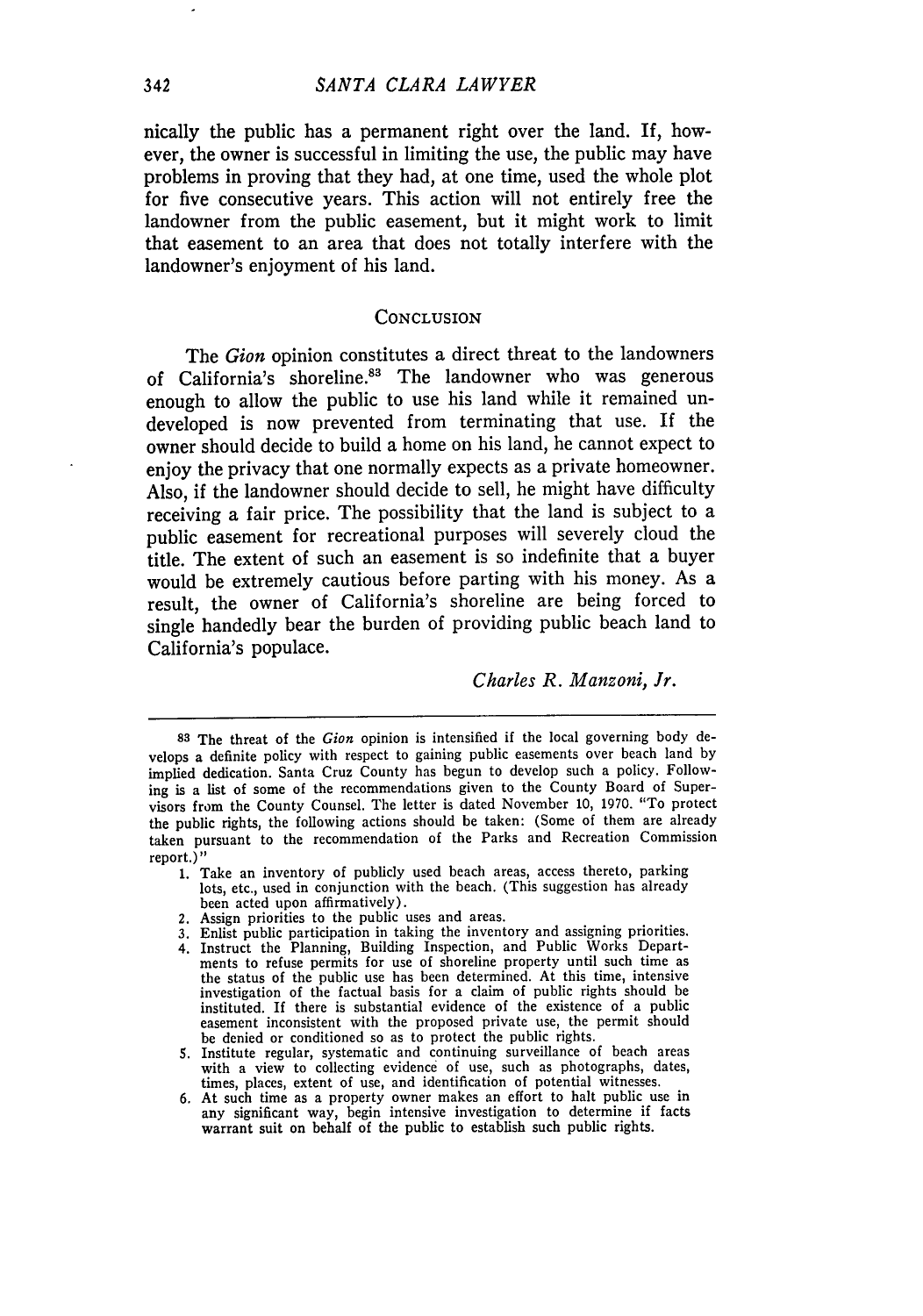nically the public has a permanent right over the land. If, however, the owner is successful in limiting the use, the public may have problems in proving that they had, at one time, used the whole plot for five consecutive years. This action will not entirely free the landowner from the public easement, but it might work to limit that easement to an area that does not totally interfere with the landowner's enjoyment of his land.

## CONCLUSION

The *Gion* opinion constitutes a direct threat to the landowners of California's shoreline.[83] The landowner who was generous enough to allow the public to use his land while it remained undeveloped is now prevented from terminating that use. If the owner should decide to build a home on his land, he cannot expect to enjoy the privacy that one normally expects as a private homeowner. Also, if the landowner should decide to sell, he might have difficulty receiving a fair price. The possibility that the land is subject to a public easement for recreational purposes will severely cloud the title. The extent of such an easement is so indefinite that a buyer would be extremely cautious before parting with his money. As a result, the owner of California's shoreline are being forced to single handedly bear the burden of providing public beach land to California's populace.

*Charles R. Manzoni, Jr.*

---

83 The threat of the *Gion* opinion is intensified if the local governing body develops a definite policy with respect to gaining public easements over beach land by implied dedication. Santa Cruz County has begun to develop such a policy. Following is a list of some of the recommendations given to the County Board of Supervisors from the County Counsel. The letter is dated November 10, 1970. "To protect the public rights, the following actions should be taken: (Some of them are already taken pursuant to the recommendation of the Parks and Recreation Commission report.)"

1. Take an inventory of publicly used beach areas, access thereto, parking lots, etc., used in conjunction with the beach. (This suggestion has already been acted upon affirmatively).
2. Assign priorities to the public uses and areas.
3. Enlist public participation in taking the inventory and assigning priorities.
4. Instruct the Planning, Building Inspection, and Public Works Departments to refuse permits for use of shoreline property until such time as the status of the public use has been determined. At this time, intensive investigation of the factual basis for a claim of public rights should be instituted. If there is substantial evidence of the existence of a public easement inconsistent with the proposed private use, the permit should be denied or conditioned so as to protect the public rights.
5. Institute regular, systematic and continuing surveillance of beach areas with a view to collecting evidence of use, such as photographs, dates, times, places, extent of use, and identification of potential witnesses.
6. At such time as a property owner makes an effort to halt public use in any significant way, begin intensive investigation to determine if facts warrant suit on behalf of the public to establish such public rights.